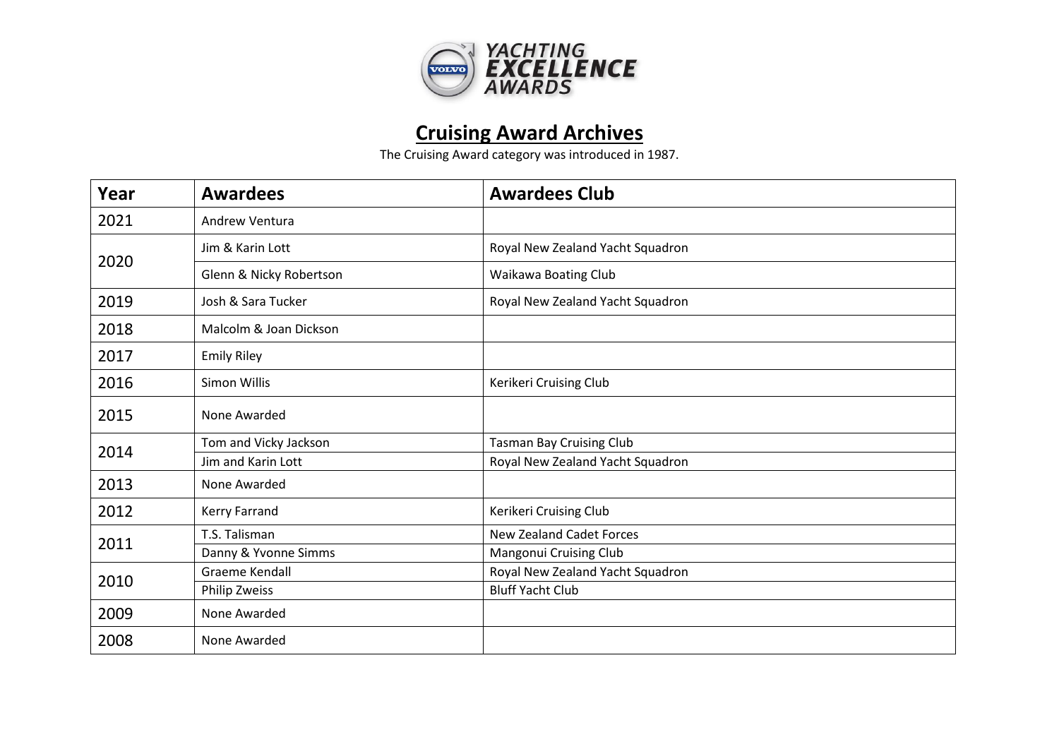# Cruising Award Archives

The Cruising Award category was introduced in 1987.

| Year | Awardees | Awardees Club |
| --- | --- | --- |
| 2021 | Andrew Ventura | |
| 2020 | Jim & Karin Lott | Royal New Zealand Yacht Squadron |
| | Glenn & Nicky Robertson | Waikawa Boating Club |
| 2019 | Josh & Sara Tucker | Royal New Zealand Yacht Squadron |
| 2018 | Malcolm & Joan Dickson | |
| 2017 | Emily Riley | |
| 2016 | Simon Willis | Kerikeri Cruising Club |
| 2015 | None Awarded | |
| 2014 | Tom and Vicky Jackson | Tasman Bay Cruising Club |
| | Jim and Karin Lott | Royal New Zealand Yacht Squadron |
| 2013 | None Awarded | |
| 2012 | Kerry Farrand | Kerikeri Cruising Club |
| 2011 | T.S. Talisman | New Zealand Cadet Forces |
| | Danny & Yvonne Simms | Mangonui Cruising Club |
| 2010 | Graeme Kendall | Royal New Zealand Yacht Squadron |
| | Philip Zweiss | Bluff Yacht Club |
| 2009 | None Awarded | |
| 2008 | None Awarded | |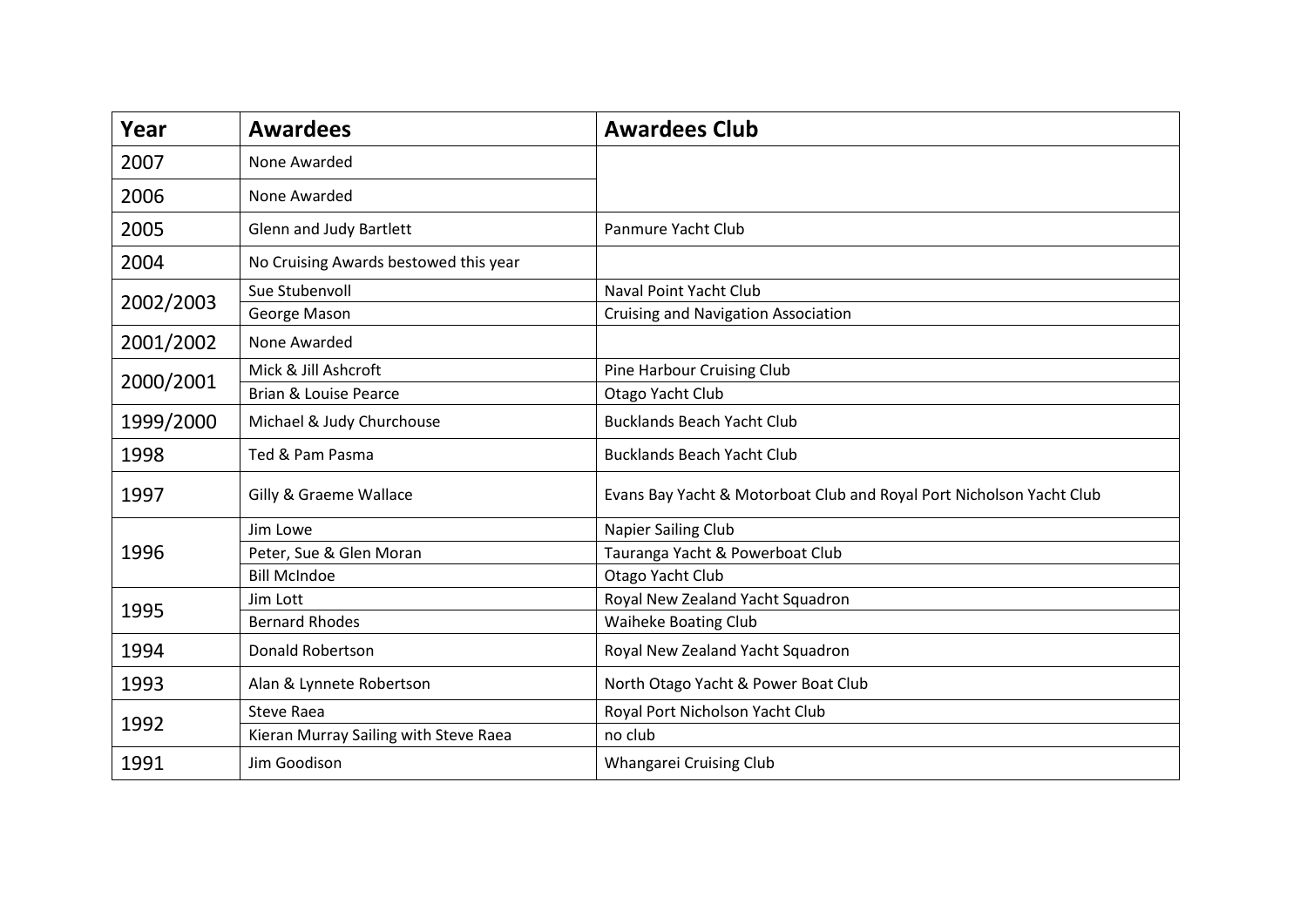| Year | Awardees | Awardees Club |
|---|---|---|
| 2007 | None Awarded | |
| 2006 | None Awarded | |
| 2005 | Glenn and Judy Bartlett | Panmure Yacht Club |
| 2004 | No Cruising Awards bestowed this year | |
| 2002/2003 | Sue Stubenvoll | Naval Point Yacht Club |
| | George Mason | Cruising and Navigation Association |
| 2001/2002 | None Awarded | |
| 2000/2001 | Mick & Jill Ashcroft | Pine Harbour Cruising Club |
| | Brian & Louise Pearce | Otago Yacht Club |
| 1999/2000 | Michael & Judy Churchouse | Bucklands Beach Yacht Club |
| 1998 | Ted & Pam Pasma | Bucklands Beach Yacht Club |
| 1997 | Gilly & Graeme Wallace | Evans Bay Yacht & Motorboat Club and Royal Port Nicholson Yacht Club |
| 1996 | Jim Lowe | Napier Sailing Club |
| | Peter, Sue & Glen Moran | Tauranga Yacht & Powerboat Club |
| | Bill McIndoe | Otago Yacht Club |
| 1995 | Jim Lott | Royal New Zealand Yacht Squadron |
| | Bernard Rhodes | Waiheke Boating Club |
| 1994 | Donald Robertson | Royal New Zealand Yacht Squadron |
| 1993 | Alan & Lynnete Robertson | North Otago Yacht & Power Boat Club |
| 1992 | Steve Raea | Royal Port Nicholson Yacht Club |
| | Kieran Murray Sailing with Steve Raea | no club |
| 1991 | Jim Goodison | Whangarei Cruising Club |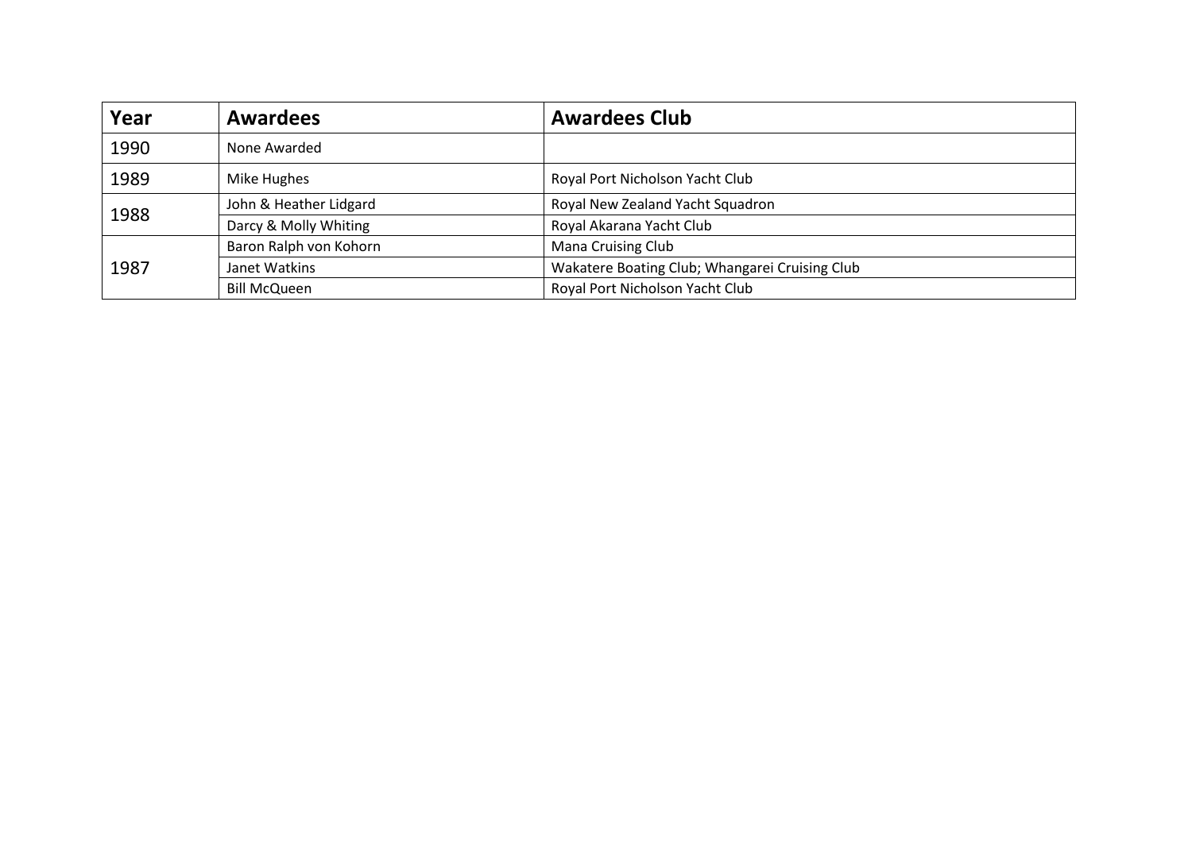| Year | Awardees | Awardees Club |
| --- | --- | --- |
| 1990 | None Awarded | |
| 1989 | Mike Hughes | Royal Port Nicholson Yacht Club |
| 1988 | John & Heather Lidgard | Royal New Zealand Yacht Squadron |
| | Darcy & Molly Whiting | Royal Akarana Yacht Club |
| 1987 | Baron Ralph von Kohorn | Mana Cruising Club |
| | Janet Watkins | Wakatere Boating Club; Whangarei Cruising Club |
| | Bill McQueen | Royal Port Nicholson Yacht Club |